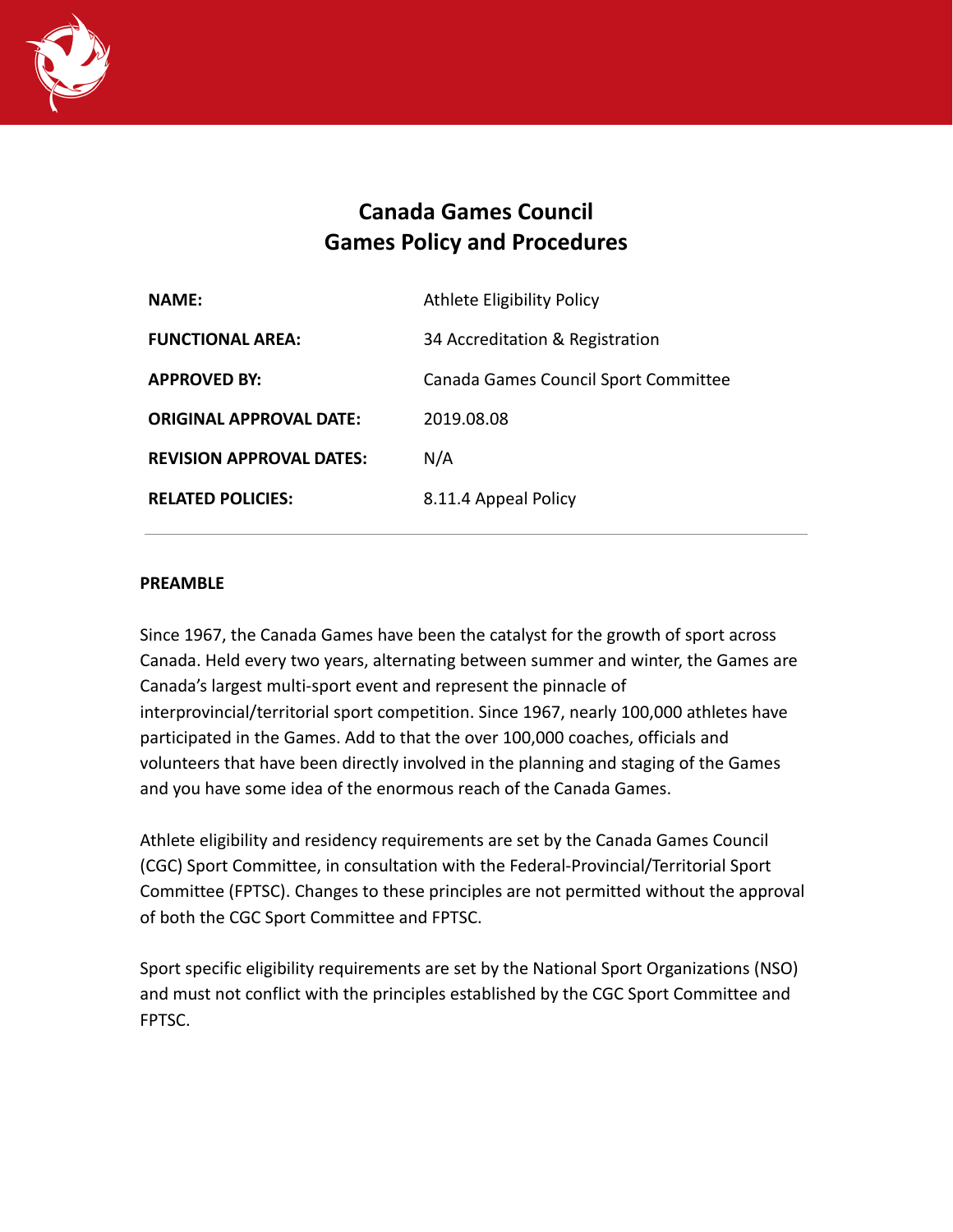# Canada Games Council
# Games Policy and Procedures

| | |
|---|---|
| **NAME:** | Athlete Eligibility Policy |
| **FUNCTIONAL AREA:** | 34 Accreditation & Registration |
| **APPROVED BY:** | Canada Games Council Sport Committee |
| **ORIGINAL APPROVAL DATE:** | 2019.08.08 |
| **REVISION APPROVAL DATES:** | N/A |
| **RELATED POLICIES:** | 8.11.4 Appeal Policy |

---

**PREAMBLE**

Since 1967, the Canada Games have been the catalyst for the growth of sport across Canada. Held every two years, alternating between summer and winter, the Games are Canada's largest multi-sport event and represent the pinnacle of interprovincial/territorial sport competition. Since 1967, nearly 100,000 athletes have participated in the Games. Add to that the over 100,000 coaches, officials and volunteers that have been directly involved in the planning and staging of the Games and you have some idea of the enormous reach of the Canada Games.

Athlete eligibility and residency requirements are set by the Canada Games Council (CGC) Sport Committee, in consultation with the Federal-Provincial/Territorial Sport Committee (FPTSC). Changes to these principles are not permitted without the approval of both the CGC Sport Committee and FPTSC.

Sport specific eligibility requirements are set by the National Sport Organizations (NSO) and must not conflict with the principles established by the CGC Sport Committee and FPTSC.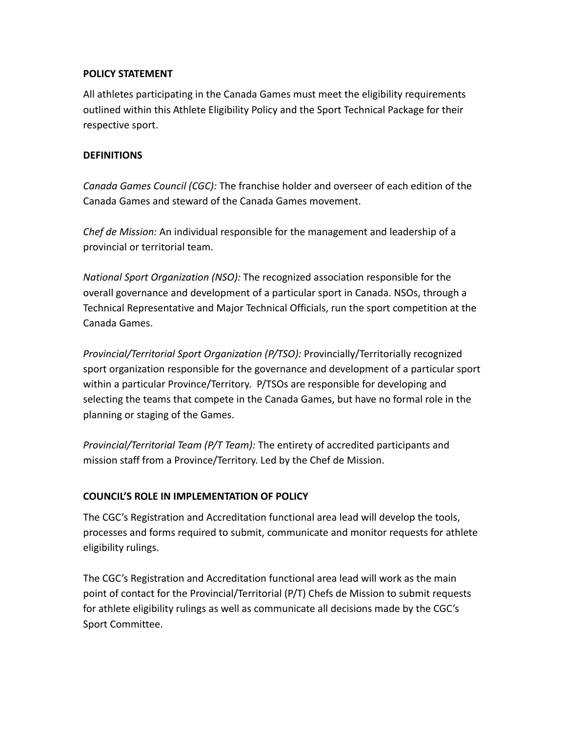## POLICY STATEMENT

All athletes participating in the Canada Games must meet the eligibility requirements outlined within this Athlete Eligibility Policy and the Sport Technical Package for their respective sport.

## DEFINITIONS

*Canada Games Council (CGC):* The franchise holder and overseer of each edition of the Canada Games and steward of the Canada Games movement.

*Chef de Mission:* An individual responsible for the management and leadership of a provincial or territorial team.

*National Sport Organization (NSO):* The recognized association responsible for the overall governance and development of a particular sport in Canada. NSOs, through a Technical Representative and Major Technical Officials, run the sport competition at the Canada Games.

*Provincial/Territorial Sport Organization (P/TSO):* Provincially/Territorially recognized sport organization responsible for the governance and development of a particular sport within a particular Province/Territory. P/TSOs are responsible for developing and selecting the teams that compete in the Canada Games, but have no formal role in the planning or staging of the Games.

*Provincial/Territorial Team (P/T Team):* The entirety of accredited participants and mission staff from a Province/Territory. Led by the Chef de Mission.

## COUNCIL'S ROLE IN IMPLEMENTATION OF POLICY

The CGC's Registration and Accreditation functional area lead will develop the tools, processes and forms required to submit, communicate and monitor requests for athlete eligibility rulings.

The CGC's Registration and Accreditation functional area lead will work as the main point of contact for the Provincial/Territorial (P/T) Chefs de Mission to submit requests for athlete eligibility rulings as well as communicate all decisions made by the CGC's Sport Committee.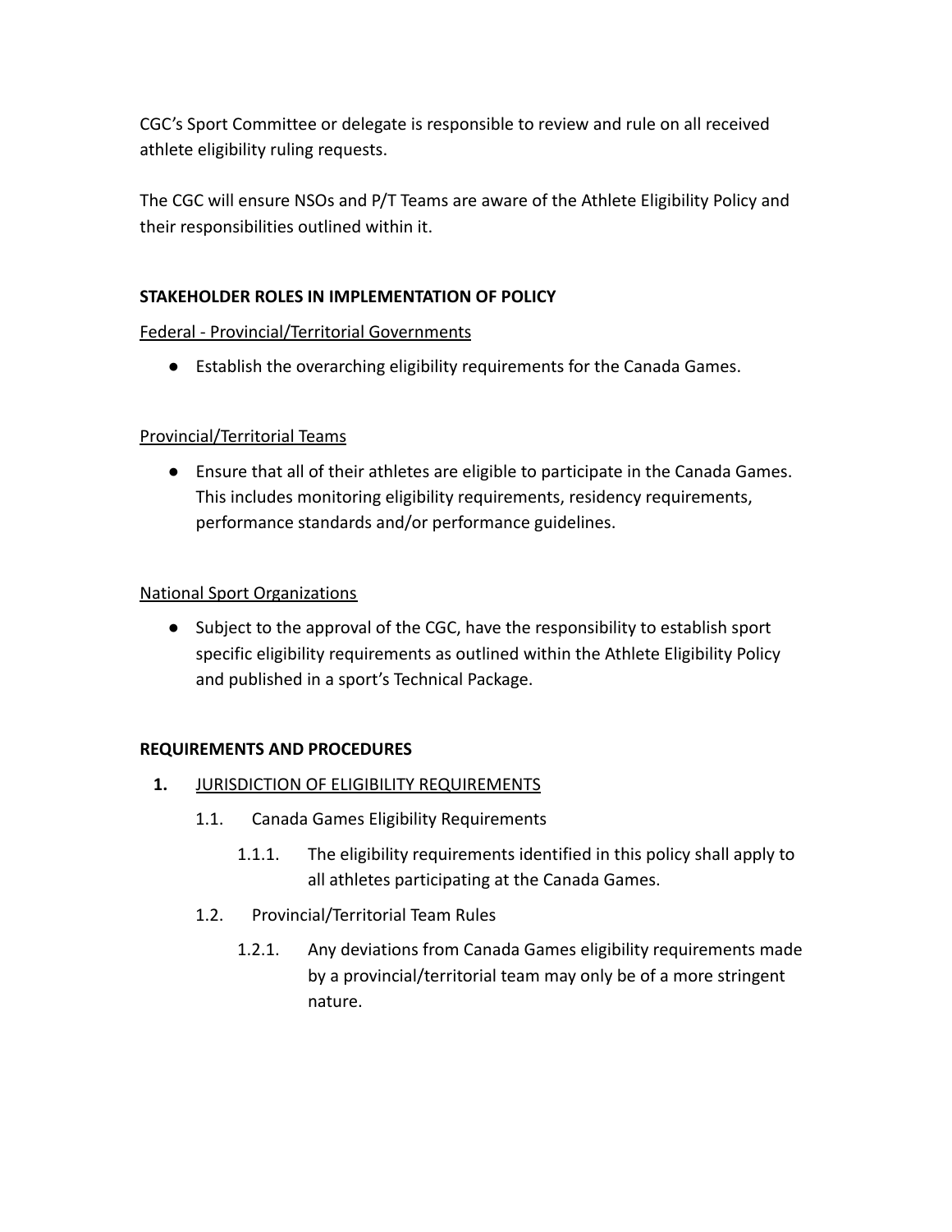CGC's Sport Committee or delegate is responsible to review and rule on all received athlete eligibility ruling requests.

The CGC will ensure NSOs and P/T Teams are aware of the Athlete Eligibility Policy and their responsibilities outlined within it.

**STAKEHOLDER ROLES IN IMPLEMENTATION OF POLICY**

<u>Federal - Provincial/Territorial Governments</u>

- Establish the overarching eligibility requirements for the Canada Games.

<u>Provincial/Territorial Teams</u>

- Ensure that all of their athletes are eligible to participate in the Canada Games. This includes monitoring eligibility requirements, residency requirements, performance standards and/or performance guidelines.

<u>National Sport Organizations</u>

- Subject to the approval of the CGC, have the responsibility to establish sport specific eligibility requirements as outlined within the Athlete Eligibility Policy and published in a sport's Technical Package.

**REQUIREMENTS AND PROCEDURES**

**1.** <u>JURISDICTION OF ELIGIBILITY REQUIREMENTS</u>

1.1. Canada Games Eligibility Requirements

1.1.1. The eligibility requirements identified in this policy shall apply to all athletes participating at the Canada Games.

1.2. Provincial/Territorial Team Rules

1.2.1. Any deviations from Canada Games eligibility requirements made by a provincial/territorial team may only be of a more stringent nature.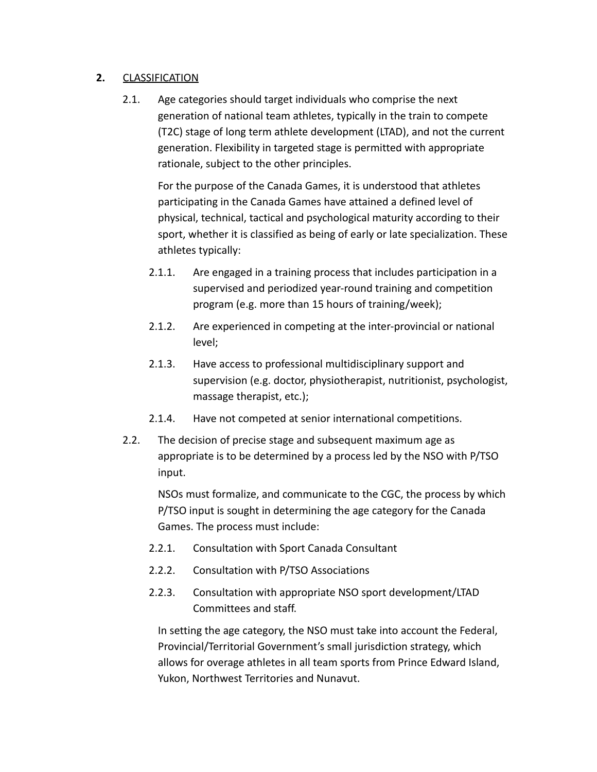## 2. <u>CLASSIFICATION</u>

2.1. Age categories should target individuals who comprise the next generation of national team athletes, typically in the train to compete (T2C) stage of long term athlete development (LTAD), and not the current generation. Flexibility in targeted stage is permitted with appropriate rationale, subject to the other principles.

For the purpose of the Canada Games, it is understood that athletes participating in the Canada Games have attained a defined level of physical, technical, tactical and psychological maturity according to their sport, whether it is classified as being of early or late specialization. These athletes typically:

- 2.1.1. Are engaged in a training process that includes participation in a supervised and periodized year-round training and competition program (e.g. more than 15 hours of training/week);
- 2.1.2. Are experienced in competing at the inter-provincial or national level;
- 2.1.3. Have access to professional multidisciplinary support and supervision (e.g. doctor, physiotherapist, nutritionist, psychologist, massage therapist, etc.);
- 2.1.4. Have not competed at senior international competitions.

2.2. The decision of precise stage and subsequent maximum age as appropriate is to be determined by a process led by the NSO with P/TSO input.

NSOs must formalize, and communicate to the CGC, the process by which P/TSO input is sought in determining the age category for the Canada Games. The process must include:

- 2.2.1. Consultation with Sport Canada Consultant
- 2.2.2. Consultation with P/TSO Associations
- 2.2.3. Consultation with appropriate NSO sport development/LTAD Committees and staff.

In setting the age category, the NSO must take into account the Federal, Provincial/Territorial Government's small jurisdiction strategy, which allows for overage athletes in all team sports from Prince Edward Island, Yukon, Northwest Territories and Nunavut.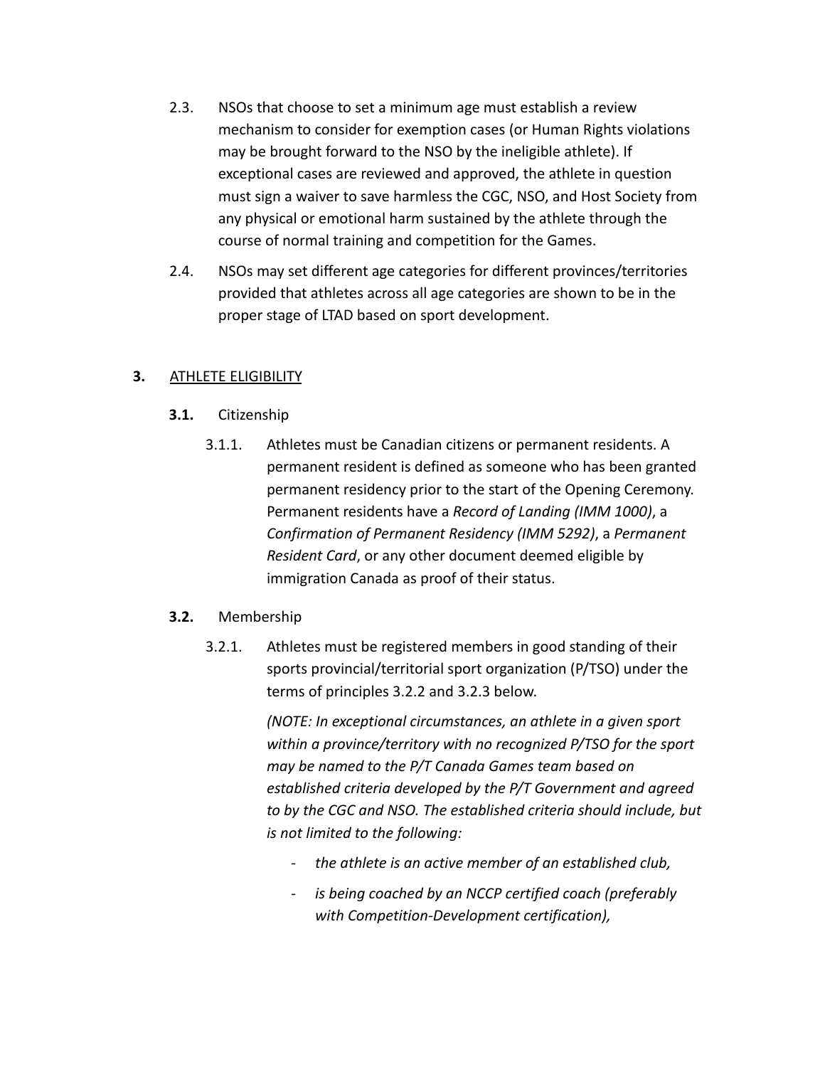2.3. NSOs that choose to set a minimum age must establish a review mechanism to consider for exemption cases (or Human Rights violations may be brought forward to the NSO by the ineligible athlete). If exceptional cases are reviewed and approved, the athlete in question must sign a waiver to save harmless the CGC, NSO, and Host Society from any physical or emotional harm sustained by the athlete through the course of normal training and competition for the Games.

2.4. NSOs may set different age categories for different provinces/territories provided that athletes across all age categories are shown to be in the proper stage of LTAD based on sport development.

## **3.** ATHLETE ELIGIBILITY

### **3.1.** Citizenship

3.1.1. Athletes must be Canadian citizens or permanent residents. A permanent resident is defined as someone who has been granted permanent residency prior to the start of the Opening Ceremony. Permanent residents have a *Record of Landing (IMM 1000)*, a *Confirmation of Permanent Residency (IMM 5292)*, a *Permanent Resident Card*, or any other document deemed eligible by immigration Canada as proof of their status.

### **3.2.** Membership

3.2.1. Athletes must be registered members in good standing of their sports provincial/territorial sport organization (P/TSO) under the terms of principles 3.2.2 and 3.2.3 below.

*(NOTE: In exceptional circumstances, an athlete in a given sport within a province/territory with no recognized P/TSO for the sport may be named to the P/T Canada Games team based on established criteria developed by the P/T Government and agreed to by the CGC and NSO. The established criteria should include, but is not limited to the following:*

- *the athlete is an active member of an established club,*
- *is being coached by an NCCP certified coach (preferably with Competition-Development certification),*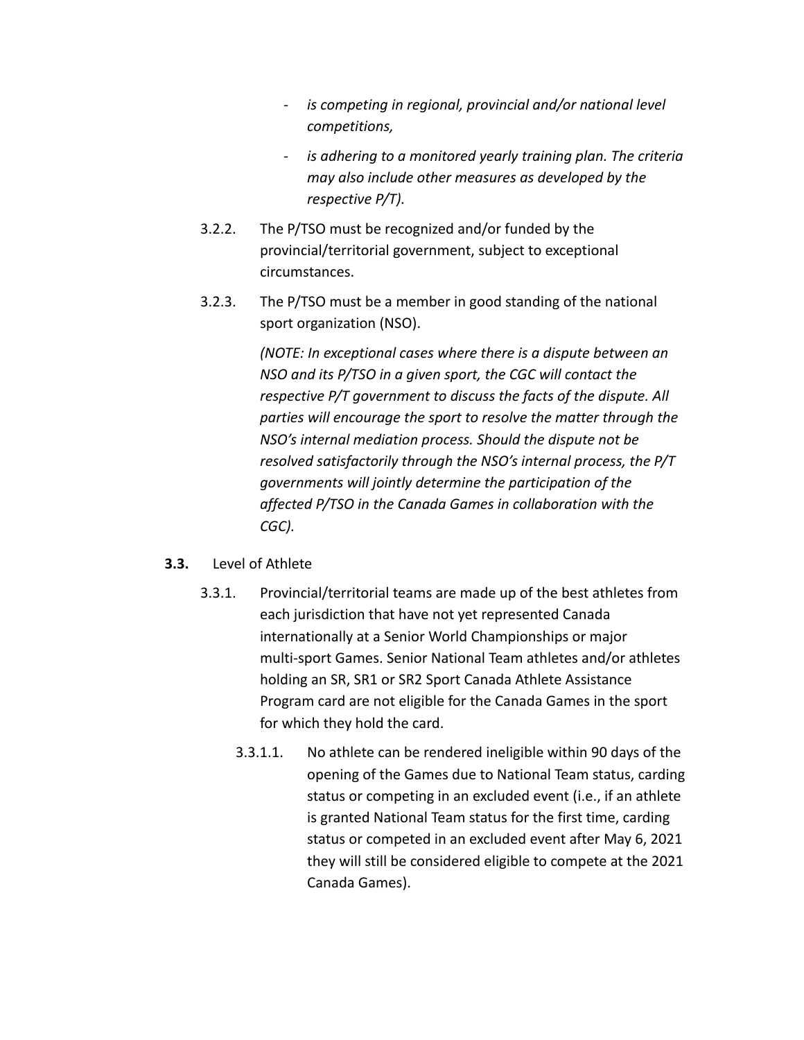- *is competing in regional, provincial and/or national level competitions,*
- *is adhering to a monitored yearly training plan. The criteria may also include other measures as developed by the respective P/T).*

3.2.2. The P/TSO must be recognized and/or funded by the provincial/territorial government, subject to exceptional circumstances.

3.2.3. The P/TSO must be a member in good standing of the national sport organization (NSO).

*(NOTE: In exceptional cases where there is a dispute between an NSO and its P/TSO in a given sport, the CGC will contact the respective P/T government to discuss the facts of the dispute. All parties will encourage the sport to resolve the matter through the NSO's internal mediation process. Should the dispute not be resolved satisfactorily through the NSO's internal process, the P/T governments will jointly determine the participation of the affected P/TSO in the Canada Games in collaboration with the CGC).*

**3.3.** Level of Athlete

3.3.1. Provincial/territorial teams are made up of the best athletes from each jurisdiction that have not yet represented Canada internationally at a Senior World Championships or major multi-sport Games. Senior National Team athletes and/or athletes holding an SR, SR1 or SR2 Sport Canada Athlete Assistance Program card are not eligible for the Canada Games in the sport for which they hold the card.

3.3.1.1. No athlete can be rendered ineligible within 90 days of the opening of the Games due to National Team status, carding status or competing in an excluded event (i.e., if an athlete is granted National Team status for the first time, carding status or competed in an excluded event after May 6, 2021 they will still be considered eligible to compete at the 2021 Canada Games).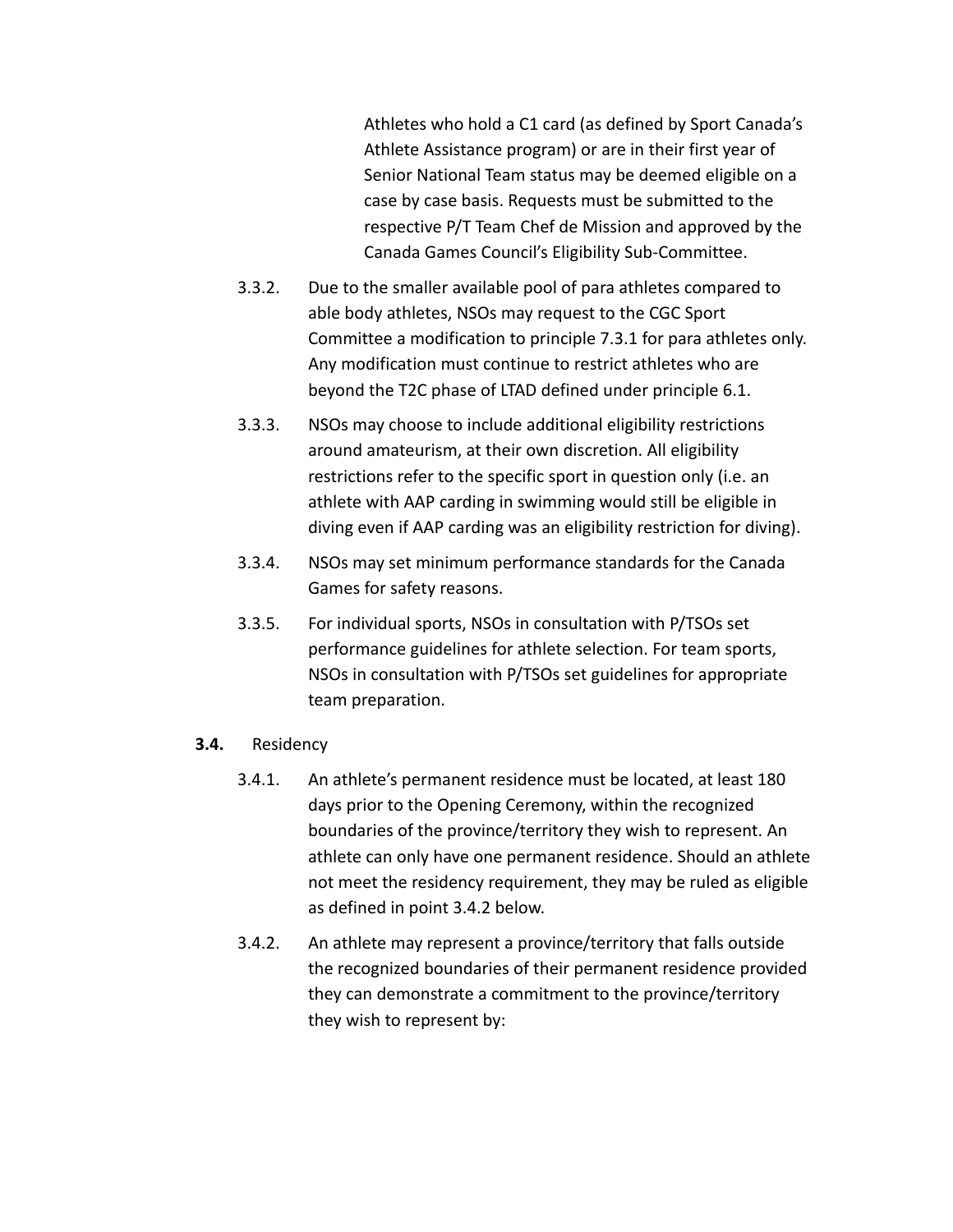Athletes who hold a C1 card (as defined by Sport Canada's Athlete Assistance program) or are in their first year of Senior National Team status may be deemed eligible on a case by case basis. Requests must be submitted to the respective P/T Team Chef de Mission and approved by the Canada Games Council's Eligibility Sub-Committee.

3.3.2. Due to the smaller available pool of para athletes compared to able body athletes, NSOs may request to the CGC Sport Committee a modification to principle 7.3.1 for para athletes only. Any modification must continue to restrict athletes who are beyond the T2C phase of LTAD defined under principle 6.1.

3.3.3. NSOs may choose to include additional eligibility restrictions around amateurism, at their own discretion. All eligibility restrictions refer to the specific sport in question only (i.e. an athlete with AAP carding in swimming would still be eligible in diving even if AAP carding was an eligibility restriction for diving).

3.3.4. NSOs may set minimum performance standards for the Canada Games for safety reasons.

3.3.5. For individual sports, NSOs in consultation with P/TSOs set performance guidelines for athlete selection. For team sports, NSOs in consultation with P/TSOs set guidelines for appropriate team preparation.

**3.4.** Residency

3.4.1. An athlete's permanent residence must be located, at least 180 days prior to the Opening Ceremony, within the recognized boundaries of the province/territory they wish to represent. An athlete can only have one permanent residence. Should an athlete not meet the residency requirement, they may be ruled as eligible as defined in point 3.4.2 below.

3.4.2. An athlete may represent a province/territory that falls outside the recognized boundaries of their permanent residence provided they can demonstrate a commitment to the province/territory they wish to represent by: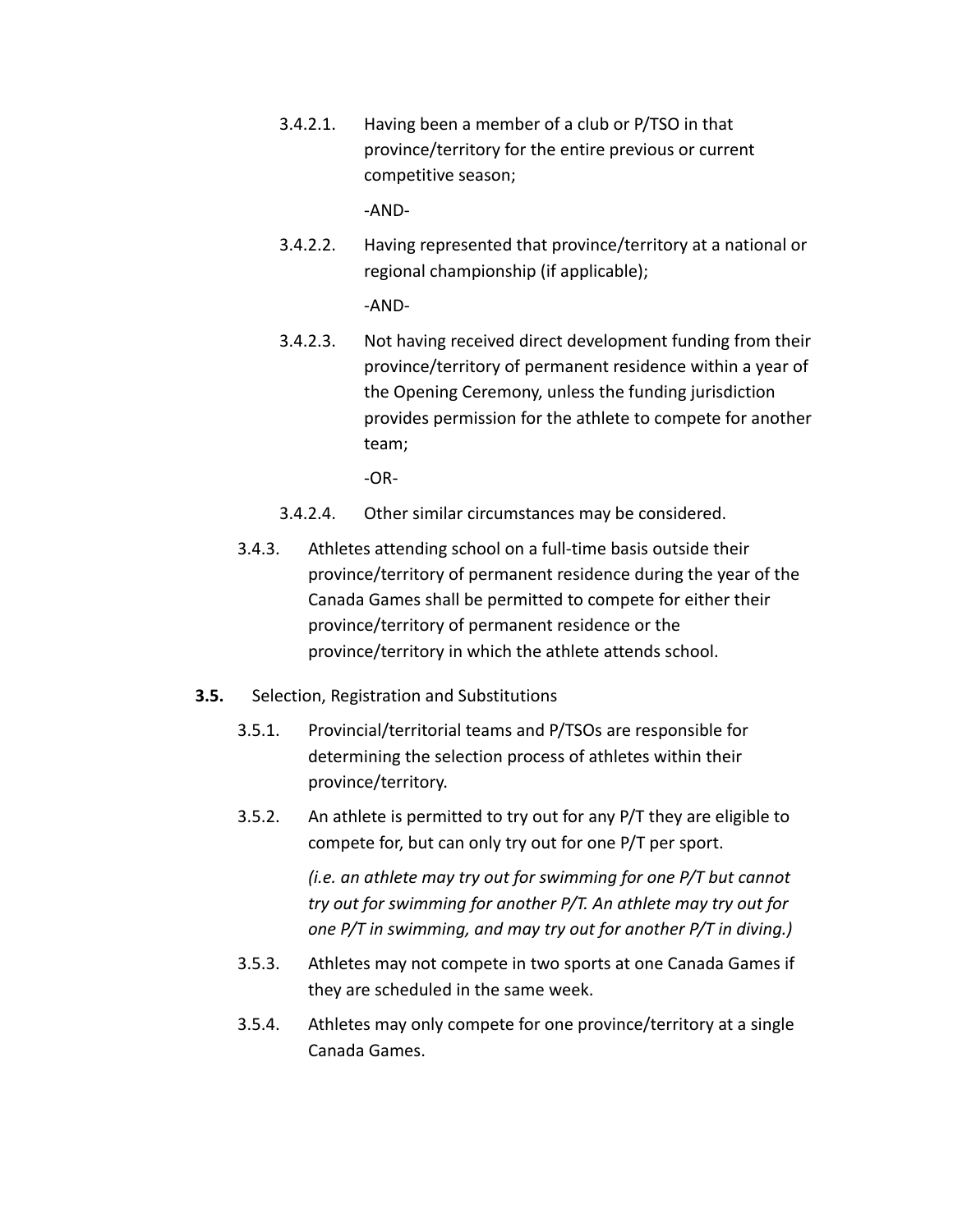3.4.2.1. Having been a member of a club or P/TSO in that province/territory for the entire previous or current competitive season;

-AND-

3.4.2.2. Having represented that province/territory at a national or regional championship (if applicable);

-AND-

3.4.2.3. Not having received direct development funding from their province/territory of permanent residence within a year of the Opening Ceremony, unless the funding jurisdiction provides permission for the athlete to compete for another team;

-OR-

3.4.2.4. Other similar circumstances may be considered.

3.4.3. Athletes attending school on a full-time basis outside their province/territory of permanent residence during the year of the Canada Games shall be permitted to compete for either their province/territory of permanent residence or the province/territory in which the athlete attends school.

**3.5.** Selection, Registration and Substitutions

3.5.1. Provincial/territorial teams and P/TSOs are responsible for determining the selection process of athletes within their province/territory.

3.5.2. An athlete is permitted to try out for any P/T they are eligible to compete for, but can only try out for one P/T per sport.

*(i.e. an athlete may try out for swimming for one P/T but cannot try out for swimming for another P/T. An athlete may try out for one P/T in swimming, and may try out for another P/T in diving.)*

3.5.3. Athletes may not compete in two sports at one Canada Games if they are scheduled in the same week.

3.5.4. Athletes may only compete for one province/territory at a single Canada Games.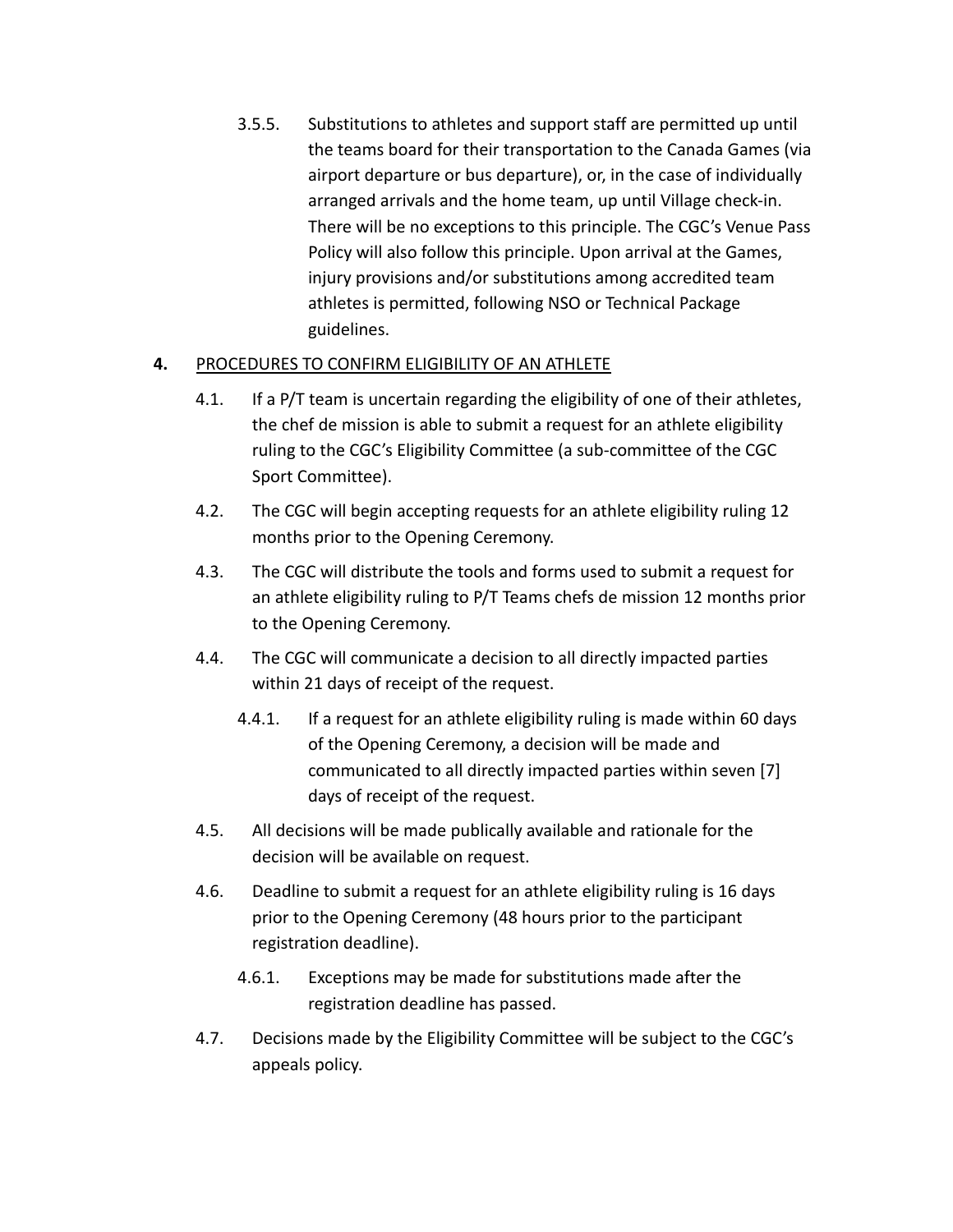3.5.5. Substitutions to athletes and support staff are permitted up until the teams board for their transportation to the Canada Games (via airport departure or bus departure), or, in the case of individually arranged arrivals and the home team, up until Village check-in. There will be no exceptions to this principle. The CGC's Venue Pass Policy will also follow this principle. Upon arrival at the Games, injury provisions and/or substitutions among accredited team athletes is permitted, following NSO or Technical Package guidelines.

**4.** <u>PROCEDURES TO CONFIRM ELIGIBILITY OF AN ATHLETE</u>

4.1. If a P/T team is uncertain regarding the eligibility of one of their athletes, the chef de mission is able to submit a request for an athlete eligibility ruling to the CGC's Eligibility Committee (a sub-committee of the CGC Sport Committee).

4.2. The CGC will begin accepting requests for an athlete eligibility ruling 12 months prior to the Opening Ceremony.

4.3. The CGC will distribute the tools and forms used to submit a request for an athlete eligibility ruling to P/T Teams chefs de mission 12 months prior to the Opening Ceremony.

4.4. The CGC will communicate a decision to all directly impacted parties within 21 days of receipt of the request.

4.4.1. If a request for an athlete eligibility ruling is made within 60 days of the Opening Ceremony, a decision will be made and communicated to all directly impacted parties within seven [7] days of receipt of the request.

4.5. All decisions will be made publically available and rationale for the decision will be available on request.

4.6. Deadline to submit a request for an athlete eligibility ruling is 16 days prior to the Opening Ceremony (48 hours prior to the participant registration deadline).

4.6.1. Exceptions may be made for substitutions made after the registration deadline has passed.

4.7. Decisions made by the Eligibility Committee will be subject to the CGC's appeals policy.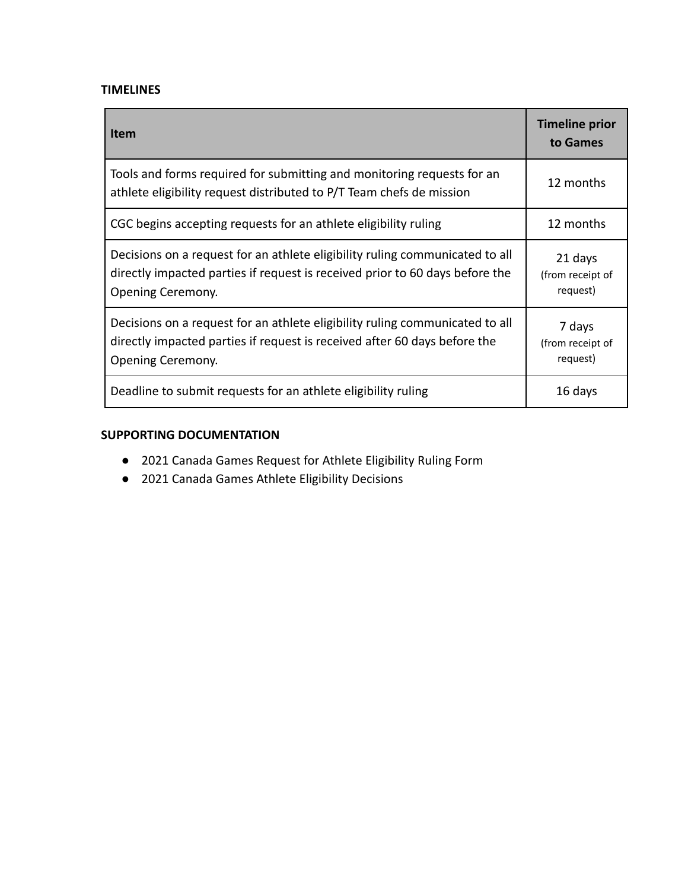**TIMELINES**

| Item | Timeline prior to Games |
|---|---|
| Tools and forms required for submitting and monitoring requests for an athlete eligibility request distributed to P/T Team chefs de mission | 12 months |
| CGC begins accepting requests for an athlete eligibility ruling | 12 months |
| Decisions on a request for an athlete eligibility ruling communicated to all directly impacted parties if request is received prior to 60 days before the Opening Ceremony. | 21 days (from receipt of request) |
| Decisions on a request for an athlete eligibility ruling communicated to all directly impacted parties if request is received after 60 days before the Opening Ceremony. | 7 days (from receipt of request) |
| Deadline to submit requests for an athlete eligibility ruling | 16 days |

**SUPPORTING DOCUMENTATION**

- 2021 Canada Games Request for Athlete Eligibility Ruling Form
- 2021 Canada Games Athlete Eligibility Decisions